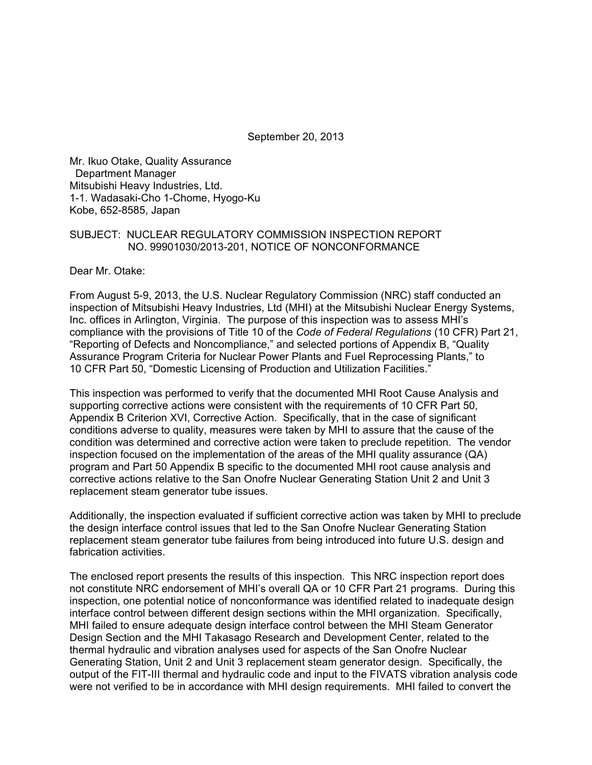September 20, 2013

Mr. Ikuo Otake, Quality Assurance
Department Manager
Mitsubishi Heavy Industries, Ltd.
1-1. Wadasaki-Cho 1-Chome, Hyogo-Ku
Kobe, 652-8585, Japan

SUBJECT: NUCLEAR REGULATORY COMMISSION INSPECTION REPORT NO. 99901030/2013-201, NOTICE OF NONCONFORMANCE

Dear Mr. Otake:

From August 5-9, 2013, the U.S. Nuclear Regulatory Commission (NRC) staff conducted an inspection of Mitsubishi Heavy Industries, Ltd (MHI) at the Mitsubishi Nuclear Energy Systems, Inc. offices in Arlington, Virginia. The purpose of this inspection was to assess MHI's compliance with the provisions of Title 10 of the *Code of Federal Regulations* (10 CFR) Part 21, "Reporting of Defects and Noncompliance," and selected portions of Appendix B, "Quality Assurance Program Criteria for Nuclear Power Plants and Fuel Reprocessing Plants," to 10 CFR Part 50, "Domestic Licensing of Production and Utilization Facilities."

This inspection was performed to verify that the documented MHI Root Cause Analysis and supporting corrective actions were consistent with the requirements of 10 CFR Part 50, Appendix B Criterion XVI, Corrective Action. Specifically, that in the case of significant conditions adverse to quality, measures were taken by MHI to assure that the cause of the condition was determined and corrective action were taken to preclude repetition. The vendor inspection focused on the implementation of the areas of the MHI quality assurance (QA) program and Part 50 Appendix B specific to the documented MHI root cause analysis and corrective actions relative to the San Onofre Nuclear Generating Station Unit 2 and Unit 3 replacement steam generator tube issues.

Additionally, the inspection evaluated if sufficient corrective action was taken by MHI to preclude the design interface control issues that led to the San Onofre Nuclear Generating Station replacement steam generator tube failures from being introduced into future U.S. design and fabrication activities.

The enclosed report presents the results of this inspection. This NRC inspection report does not constitute NRC endorsement of MHI's overall QA or 10 CFR Part 21 programs. During this inspection, one potential notice of nonconformance was identified related to inadequate design interface control between different design sections within the MHI organization. Specifically, MHI failed to ensure adequate design interface control between the MHI Steam Generator Design Section and the MHI Takasago Research and Development Center, related to the thermal hydraulic and vibration analyses used for aspects of the San Onofre Nuclear Generating Station, Unit 2 and Unit 3 replacement steam generator design. Specifically, the output of the FIT-III thermal and hydraulic code and input to the FIVATS vibration analysis code were not verified to be in accordance with MHI design requirements. MHI failed to convert the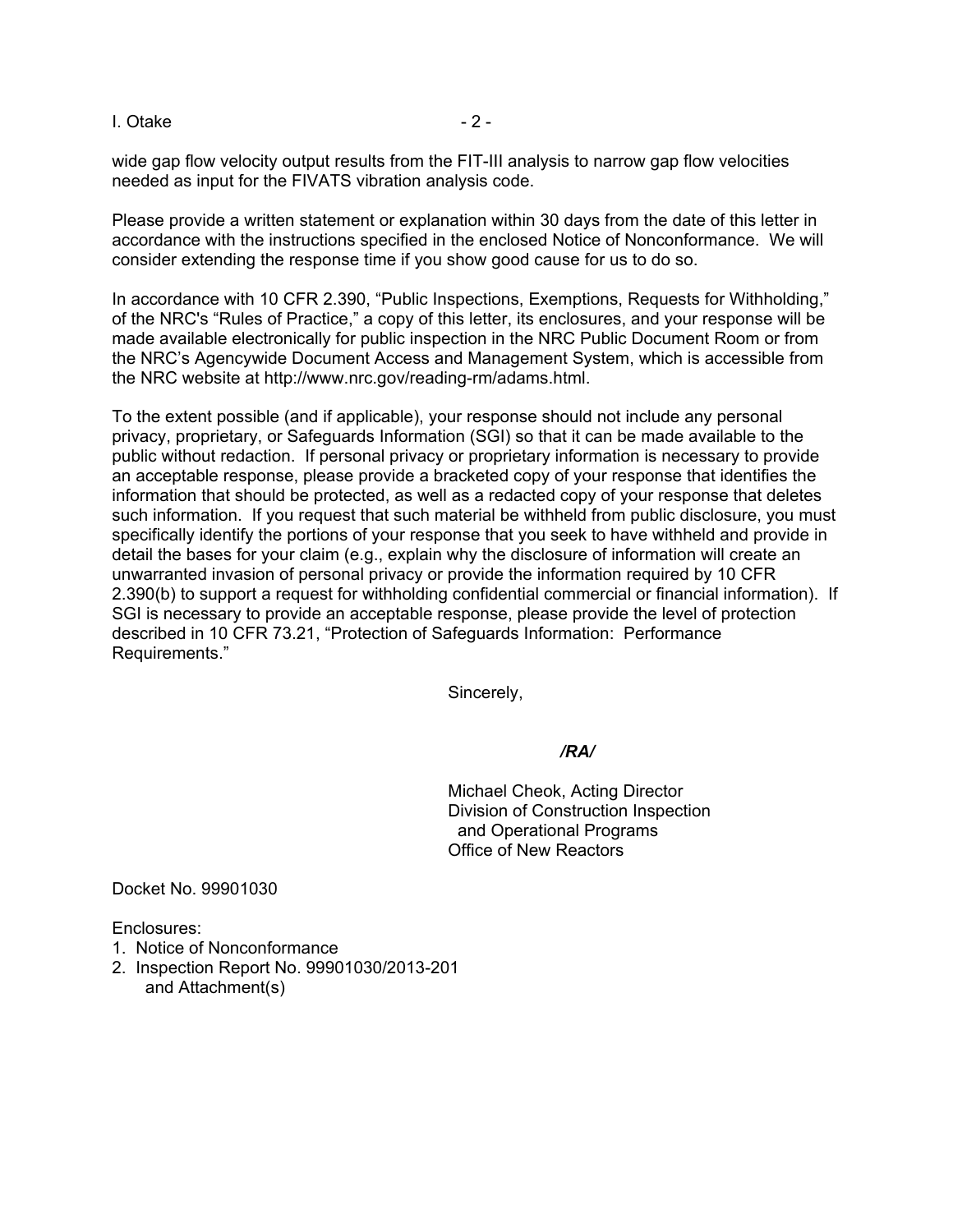wide gap flow velocity output results from the FIT-III analysis to narrow gap flow velocities needed as input for the FIVATS vibration analysis code.

Please provide a written statement or explanation within 30 days from the date of this letter in accordance with the instructions specified in the enclosed Notice of Nonconformance. We will consider extending the response time if you show good cause for us to do so.

In accordance with 10 CFR 2.390, "Public Inspections, Exemptions, Requests for Withholding," of the NRC's "Rules of Practice," a copy of this letter, its enclosures, and your response will be made available electronically for public inspection in the NRC Public Document Room or from the NRC's Agencywide Document Access and Management System, which is accessible from the NRC website at http://www.nrc.gov/reading-rm/adams.html.

To the extent possible (and if applicable), your response should not include any personal privacy, proprietary, or Safeguards Information (SGI) so that it can be made available to the public without redaction. If personal privacy or proprietary information is necessary to provide an acceptable response, please provide a bracketed copy of your response that identifies the information that should be protected, as well as a redacted copy of your response that deletes such information. If you request that such material be withheld from public disclosure, you must specifically identify the portions of your response that you seek to have withheld and provide in detail the bases for your claim (e.g., explain why the disclosure of information will create an unwarranted invasion of personal privacy or provide the information required by 10 CFR 2.390(b) to support a request for withholding confidential commercial or financial information). If SGI is necessary to provide an acceptable response, please provide the level of protection described in 10 CFR 73.21, "Protection of Safeguards Information: Performance Requirements."

Sincerely,

*/RA/*

Michael Cheok, Acting Director
Division of Construction Inspection
and Operational Programs
Office of New Reactors

Docket No. 99901030

Enclosures:
1. Notice of Nonconformance
2. Inspection Report No. 99901030/2013-201 and Attachment(s)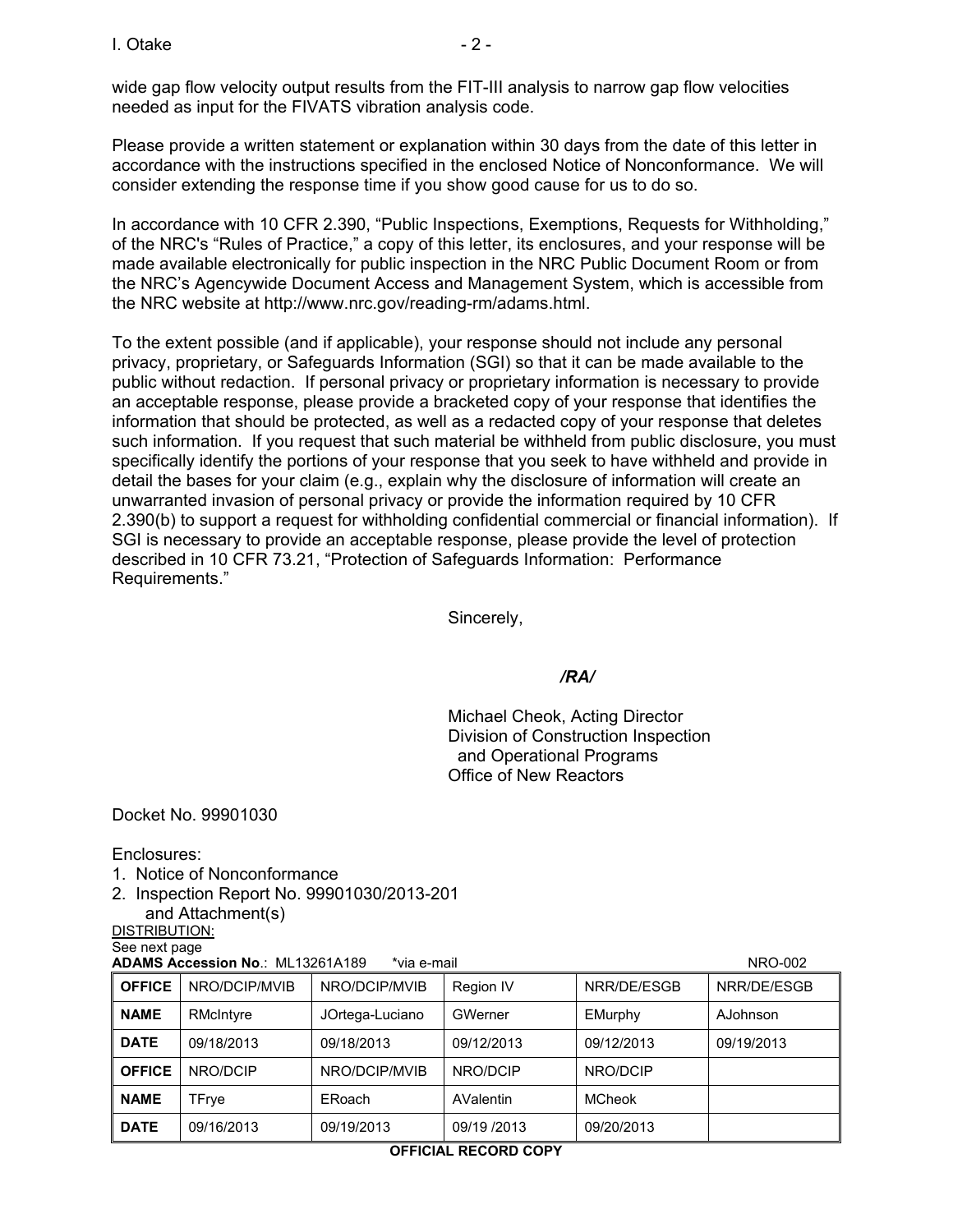wide gap flow velocity output results from the FIT-III analysis to narrow gap flow velocities needed as input for the FIVATS vibration analysis code.

Please provide a written statement or explanation within 30 days from the date of this letter in accordance with the instructions specified in the enclosed Notice of Nonconformance. We will consider extending the response time if you show good cause for us to do so.

In accordance with 10 CFR 2.390, "Public Inspections, Exemptions, Requests for Withholding," of the NRC's "Rules of Practice," a copy of this letter, its enclosures, and your response will be made available electronically for public inspection in the NRC Public Document Room or from the NRC's Agencywide Document Access and Management System, which is accessible from the NRC website at http://www.nrc.gov/reading-rm/adams.html.

To the extent possible (and if applicable), your response should not include any personal privacy, proprietary, or Safeguards Information (SGI) so that it can be made available to the public without redaction. If personal privacy or proprietary information is necessary to provide an acceptable response, please provide a bracketed copy of your response that identifies the information that should be protected, as well as a redacted copy of your response that deletes such information. If you request that such material be withheld from public disclosure, you must specifically identify the portions of your response that you seek to have withheld and provide in detail the bases for your claim (e.g., explain why the disclosure of information will create an unwarranted invasion of personal privacy or provide the information required by 10 CFR 2.390(b) to support a request for withholding confidential commercial or financial information). If SGI is necessary to provide an acceptable response, please provide the level of protection described in 10 CFR 73.21, "Protection of Safeguards Information: Performance Requirements."

Sincerely,

*/RA/*

Michael Cheok, Acting Director
Division of Construction Inspection
and Operational Programs
Office of New Reactors

Docket No. 99901030

Enclosures:
1. Notice of Nonconformance
2. Inspection Report No. 99901030/2013-201
   and Attachment(s)

DISTRIBUTION:
See next page

**ADAMS Accession No**.: ML13261A189 *via e-mail NRO-002

| **OFFICE** | NRO/DCIP/MVIB | NRO/DCIP/MVIB | Region IV | NRR/DE/ESGB | NRR/DE/ESGB |
|---|---|---|---|---|---|
| **NAME** | RMcIntyre | JOrtega-Luciano | GWerner | EMurphy | AJohnson |
| **DATE** | 09/18/2013 | 09/18/2013 | 09/12/2013 | 09/12/2013 | 09/19/2013 |
| **OFFICE** | NRO/DCIP | NRO/DCIP/MVIB | NRO/DCIP | NRO/DCIP | |
| **NAME** | TFrye | ERoach | AValentin | MCheok | |
| **DATE** | 09/16/2013 | 09/19/2013 | 09/19 /2013 | 09/20/2013 | |

**OFFICIAL RECORD COPY**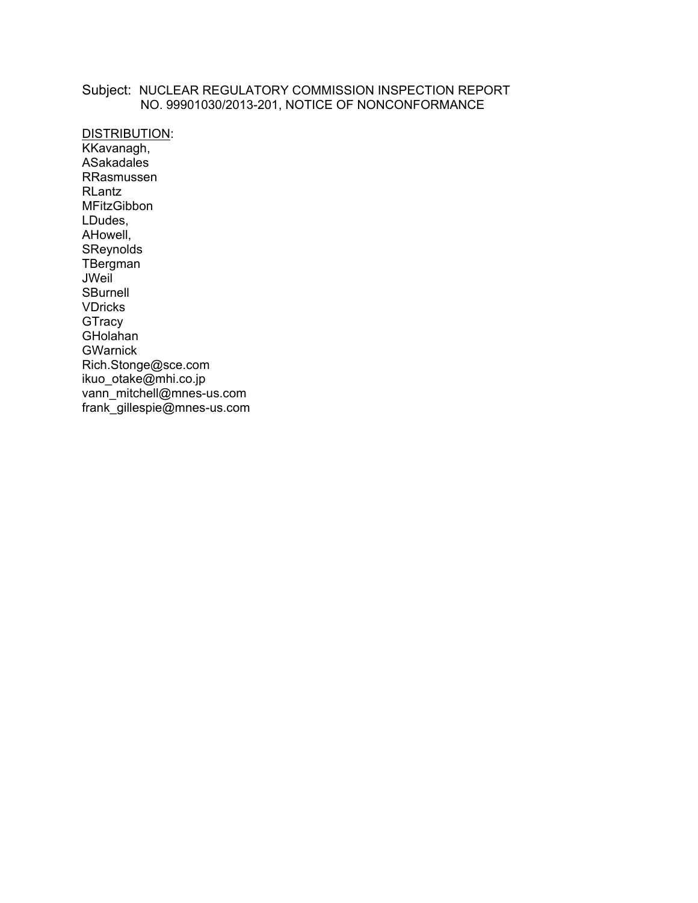Subject: NUCLEAR REGULATORY COMMISSION INSPECTION REPORT NO. 99901030/2013-201, NOTICE OF NONCONFORMANCE

DISTRIBUTION:
KKavanagh,
ASakadales
RRasmussen
RLantz
MFitzGibbon
LDudes,
AHowell,
SReynolds
TBergman
JWeil
SBurnell
VDricks
GTracy
GHolahan
GWarnick
Rich.Stonge@sce.com
ikuo_otake@mhi.co.jp
vann_mitchell@mnes-us.com
frank_gillespie@mnes-us.com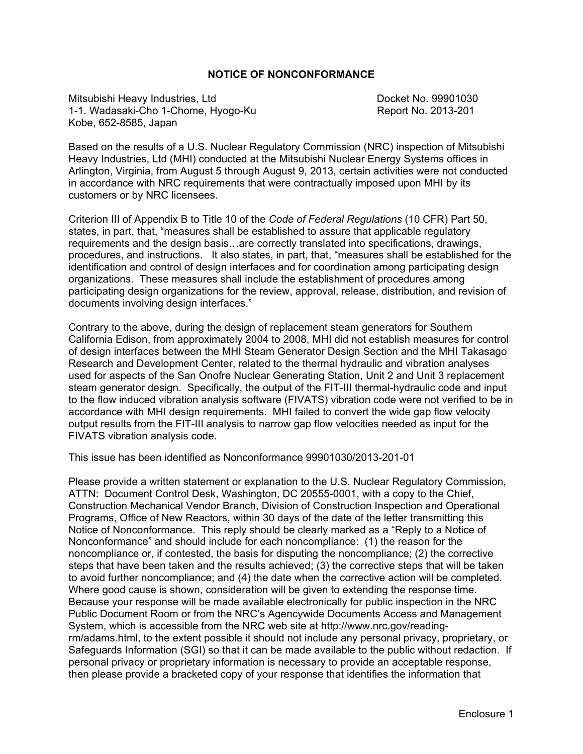## NOTICE OF NONCONFORMANCE

Mitsubishi Heavy Industries, Ltd
1-1. Wadasaki-Cho 1-Chome, Hyogo-Ku
Kobe, 652-8585, Japan

Docket No. 99901030
Report No. 2013-201

Based on the results of a U.S. Nuclear Regulatory Commission (NRC) inspection of Mitsubishi Heavy Industries, Ltd (MHI) conducted at the Mitsubishi Nuclear Energy Systems offices in Arlington, Virginia, from August 5 through August 9, 2013, certain activities were not conducted in accordance with NRC requirements that were contractually imposed upon MHI by its customers or by NRC licensees.

Criterion III of Appendix B to Title 10 of the *Code of Federal Regulations* (10 CFR) Part 50, states, in part, that, "measures shall be established to assure that applicable regulatory requirements and the design basis…are correctly translated into specifications, drawings, procedures, and instructions. It also states, in part, that, "measures shall be established for the identification and control of design interfaces and for coordination among participating design organizations. These measures shall include the establishment of procedures among participating design organizations for the review, approval, release, distribution, and revision of documents involving design interfaces."

Contrary to the above, during the design of replacement steam generators for Southern California Edison, from approximately 2004 to 2008, MHI did not establish measures for control of design interfaces between the MHI Steam Generator Design Section and the MHI Takasago Research and Development Center, related to the thermal hydraulic and vibration analyses used for aspects of the San Onofre Nuclear Generating Station, Unit 2 and Unit 3 replacement steam generator design. Specifically, the output of the FIT-III thermal-hydraulic code and input to the flow induced vibration analysis software (FIVATS) vibration code were not verified to be in accordance with MHI design requirements. MHI failed to convert the wide gap flow velocity output results from the FIT-III analysis to narrow gap flow velocities needed as input for the FIVATS vibration analysis code.

This issue has been identified as Nonconformance 99901030/2013-201-01

Please provide a written statement or explanation to the U.S. Nuclear Regulatory Commission, ATTN: Document Control Desk, Washington, DC 20555-0001, with a copy to the Chief, Construction Mechanical Vendor Branch, Division of Construction Inspection and Operational Programs, Office of New Reactors, within 30 days of the date of the letter transmitting this Notice of Nonconformance. This reply should be clearly marked as a "Reply to a Notice of Nonconformance" and should include for each noncompliance: (1) the reason for the noncompliance or, if contested, the basis for disputing the noncompliance; (2) the corrective steps that have been taken and the results achieved; (3) the corrective steps that will be taken to avoid further noncompliance; and (4) the date when the corrective action will be completed. Where good cause is shown, consideration will be given to extending the response time. Because your response will be made available electronically for public inspection in the NRC Public Document Room or from the NRC's Agencywide Documents Access and Management System, which is accessible from the NRC web site at http://www.nrc.gov/reading-rm/adams.html, to the extent possible it should not include any personal privacy, proprietary, or Safeguards Information (SGI) so that it can be made available to the public without redaction. If personal privacy or proprietary information is necessary to provide an acceptable response, then please provide a bracketed copy of your response that identifies the information that

Enclosure 1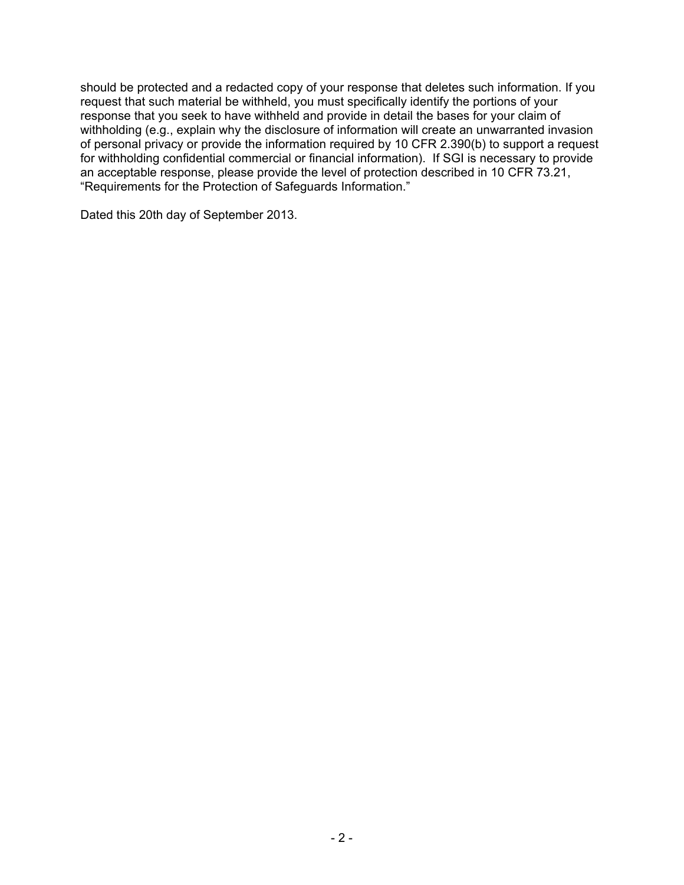should be protected and a redacted copy of your response that deletes such information. If you request that such material be withheld, you must specifically identify the portions of your response that you seek to have withheld and provide in detail the bases for your claim of withholding (e.g., explain why the disclosure of information will create an unwarranted invasion of personal privacy or provide the information required by 10 CFR 2.390(b) to support a request for withholding confidential commercial or financial information). If SGI is necessary to provide an acceptable response, please provide the level of protection described in 10 CFR 73.21, "Requirements for the Protection of Safeguards Information."

Dated this 20th day of September 2013.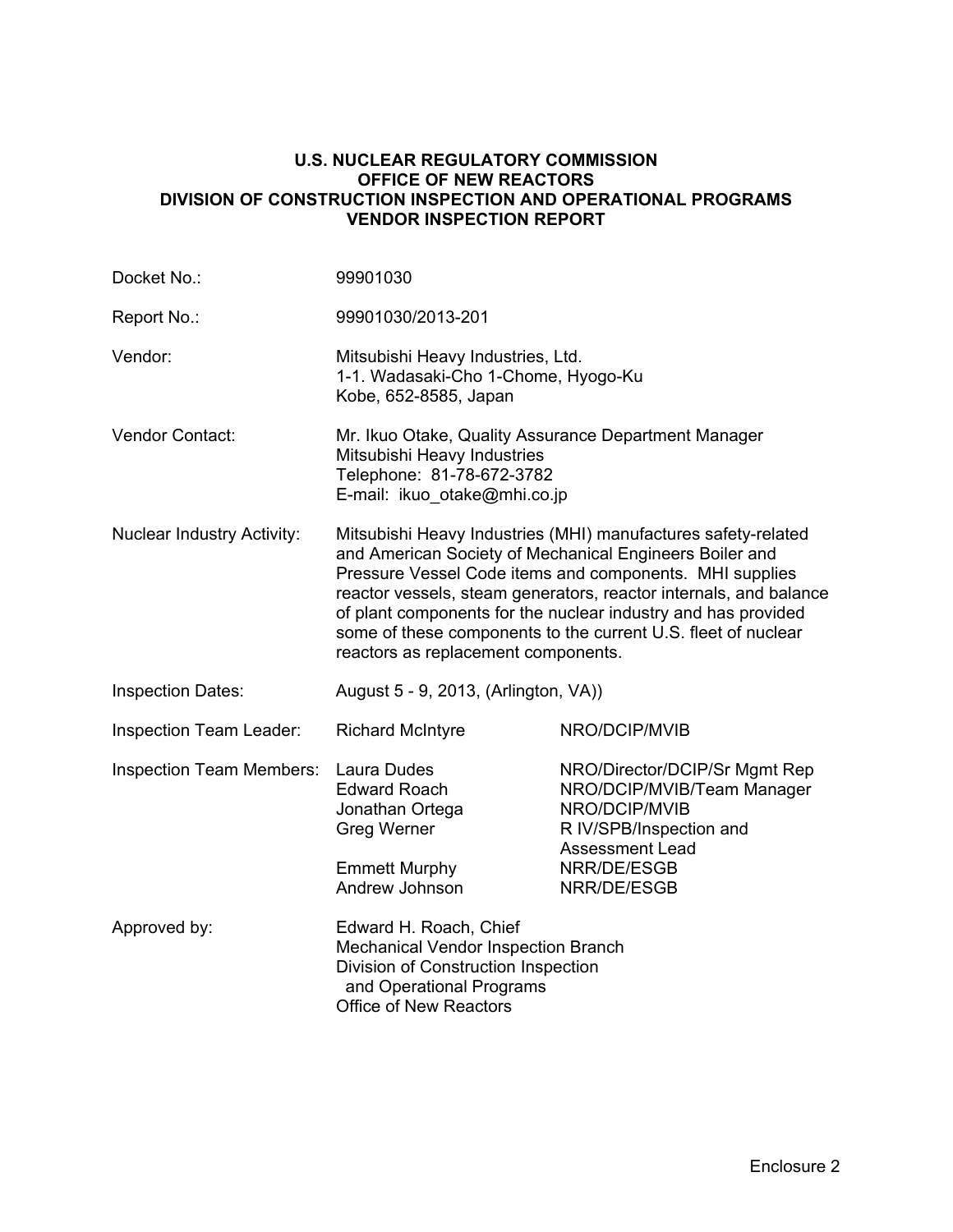**U.S. NUCLEAR REGULATORY COMMISSION**
**OFFICE OF NEW REACTORS**
**DIVISION OF CONSTRUCTION INSPECTION AND OPERATIONAL PROGRAMS**
**VENDOR INSPECTION REPORT**

| | | |
|---|---|---|
| Docket No.: | 99901030 | |
| Report No.: | 99901030/2013-201 | |
| Vendor: | Mitsubishi Heavy Industries, Ltd.<br>1-1. Wadasaki-Cho 1-Chome, Hyogo-Ku<br>Kobe, 652-8585, Japan | |
| Vendor Contact: | Mr. Ikuo Otake, Quality Assurance Department Manager<br>Mitsubishi Heavy Industries<br>Telephone: 81-78-672-3782<br>E-mail: ikuo_otake@mhi.co.jp | |
| Nuclear Industry Activity: | Mitsubishi Heavy Industries (MHI) manufactures safety-related and American Society of Mechanical Engineers Boiler and Pressure Vessel Code items and components. MHI supplies reactor vessels, steam generators, reactor internals, and balance of plant components for the nuclear industry and has provided some of these components to the current U.S. fleet of nuclear reactors as replacement components. | |
| Inspection Dates: | August 5 - 9, 2013, (Arlington, VA)) | |
| Inspection Team Leader: | Richard McIntyre | NRO/DCIP/MVIB |
| Inspection Team Members: | Laura Dudes | NRO/Director/DCIP/Sr Mgmt Rep |
| | Edward Roach | NRO/DCIP/MVIB/Team Manager |
| | Jonathan Ortega | NRO/DCIP/MVIB |
| | Greg Werner | R IV/SPB/Inspection and Assessment Lead |
| | Emmett Murphy | NRR/DE/ESGB |
| | Andrew Johnson | NRR/DE/ESGB |
| Approved by: | Edward H. Roach, Chief<br>Mechanical Vendor Inspection Branch<br>Division of Construction Inspection and Operational Programs<br>Office of New Reactors | |

Enclosure 2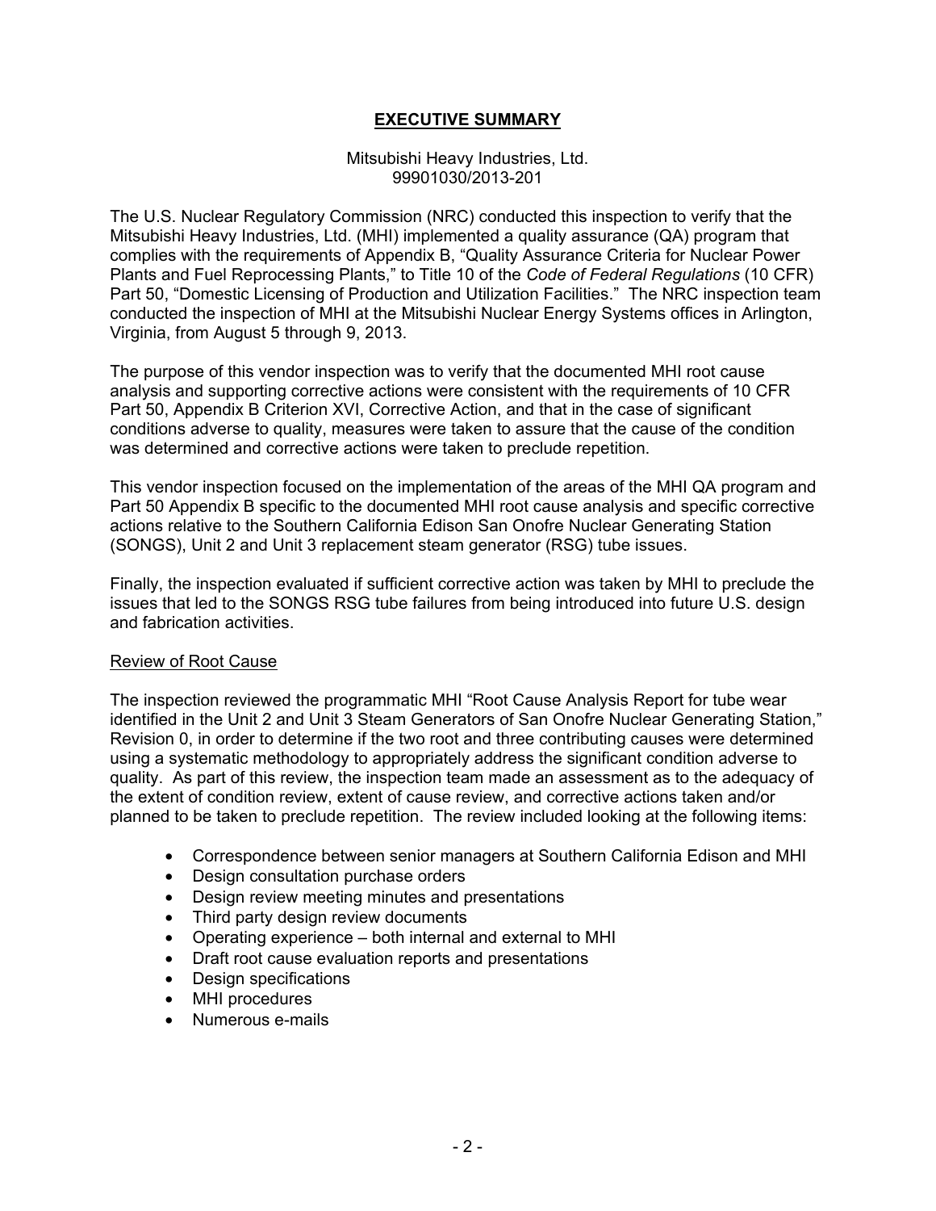## EXECUTIVE SUMMARY

Mitsubishi Heavy Industries, Ltd.
99901030/2013-201

The U.S. Nuclear Regulatory Commission (NRC) conducted this inspection to verify that the Mitsubishi Heavy Industries, Ltd. (MHI) implemented a quality assurance (QA) program that complies with the requirements of Appendix B, "Quality Assurance Criteria for Nuclear Power Plants and Fuel Reprocessing Plants," to Title 10 of the *Code of Federal Regulations* (10 CFR) Part 50, "Domestic Licensing of Production and Utilization Facilities." The NRC inspection team conducted the inspection of MHI at the Mitsubishi Nuclear Energy Systems offices in Arlington, Virginia, from August 5 through 9, 2013.

The purpose of this vendor inspection was to verify that the documented MHI root cause analysis and supporting corrective actions were consistent with the requirements of 10 CFR Part 50, Appendix B Criterion XVI, Corrective Action, and that in the case of significant conditions adverse to quality, measures were taken to assure that the cause of the condition was determined and corrective actions were taken to preclude repetition.

This vendor inspection focused on the implementation of the areas of the MHI QA program and Part 50 Appendix B specific to the documented MHI root cause analysis and specific corrective actions relative to the Southern California Edison San Onofre Nuclear Generating Station (SONGS), Unit 2 and Unit 3 replacement steam generator (RSG) tube issues.

Finally, the inspection evaluated if sufficient corrective action was taken by MHI to preclude the issues that led to the SONGS RSG tube failures from being introduced into future U.S. design and fabrication activities.

### Review of Root Cause

The inspection reviewed the programmatic MHI "Root Cause Analysis Report for tube wear identified in the Unit 2 and Unit 3 Steam Generators of San Onofre Nuclear Generating Station," Revision 0, in order to determine if the two root and three contributing causes were determined using a systematic methodology to appropriately address the significant condition adverse to quality. As part of this review, the inspection team made an assessment as to the adequacy of the extent of condition review, extent of cause review, and corrective actions taken and/or planned to be taken to preclude repetition. The review included looking at the following items:

- Correspondence between senior managers at Southern California Edison and MHI
- Design consultation purchase orders
- Design review meeting minutes and presentations
- Third party design review documents
- Operating experience – both internal and external to MHI
- Draft root cause evaluation reports and presentations
- Design specifications
- MHI procedures
- Numerous e-mails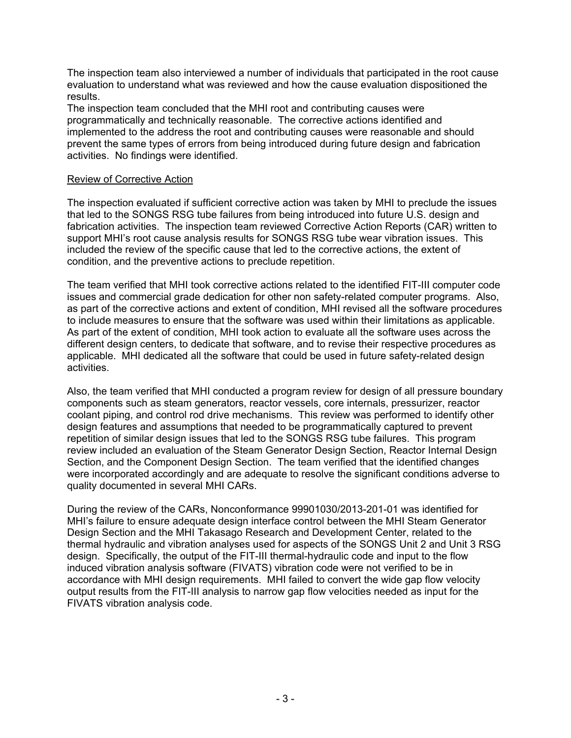The inspection team also interviewed a number of individuals that participated in the root cause evaluation to understand what was reviewed and how the cause evaluation dispositioned the results.
The inspection team concluded that the MHI root and contributing causes were programmatically and technically reasonable. The corrective actions identified and implemented to the address the root and contributing causes were reasonable and should prevent the same types of errors from being introduced during future design and fabrication activities. No findings were identified.

Review of Corrective Action

The inspection evaluated if sufficient corrective action was taken by MHI to preclude the issues that led to the SONGS RSG tube failures from being introduced into future U.S. design and fabrication activities. The inspection team reviewed Corrective Action Reports (CAR) written to support MHI's root cause analysis results for SONGS RSG tube wear vibration issues. This included the review of the specific cause that led to the corrective actions, the extent of condition, and the preventive actions to preclude repetition.

The team verified that MHI took corrective actions related to the identified FIT-III computer code issues and commercial grade dedication for other non safety-related computer programs. Also, as part of the corrective actions and extent of condition, MHI revised all the software procedures to include measures to ensure that the software was used within their limitations as applicable. As part of the extent of condition, MHI took action to evaluate all the software uses across the different design centers, to dedicate that software, and to revise their respective procedures as applicable. MHI dedicated all the software that could be used in future safety-related design activities.

Also, the team verified that MHI conducted a program review for design of all pressure boundary components such as steam generators, reactor vessels, core internals, pressurizer, reactor coolant piping, and control rod drive mechanisms. This review was performed to identify other design features and assumptions that needed to be programmatically captured to prevent repetition of similar design issues that led to the SONGS RSG tube failures. This program review included an evaluation of the Steam Generator Design Section, Reactor Internal Design Section, and the Component Design Section. The team verified that the identified changes were incorporated accordingly and are adequate to resolve the significant conditions adverse to quality documented in several MHI CARs.

During the review of the CARs, Nonconformance 99901030/2013-201-01 was identified for MHI's failure to ensure adequate design interface control between the MHI Steam Generator Design Section and the MHI Takasago Research and Development Center, related to the thermal hydraulic and vibration analyses used for aspects of the SONGS Unit 2 and Unit 3 RSG design. Specifically, the output of the FIT-III thermal-hydraulic code and input to the flow induced vibration analysis software (FIVATS) vibration code were not verified to be in accordance with MHI design requirements. MHI failed to convert the wide gap flow velocity output results from the FIT-III analysis to narrow gap flow velocities needed as input for the FIVATS vibration analysis code.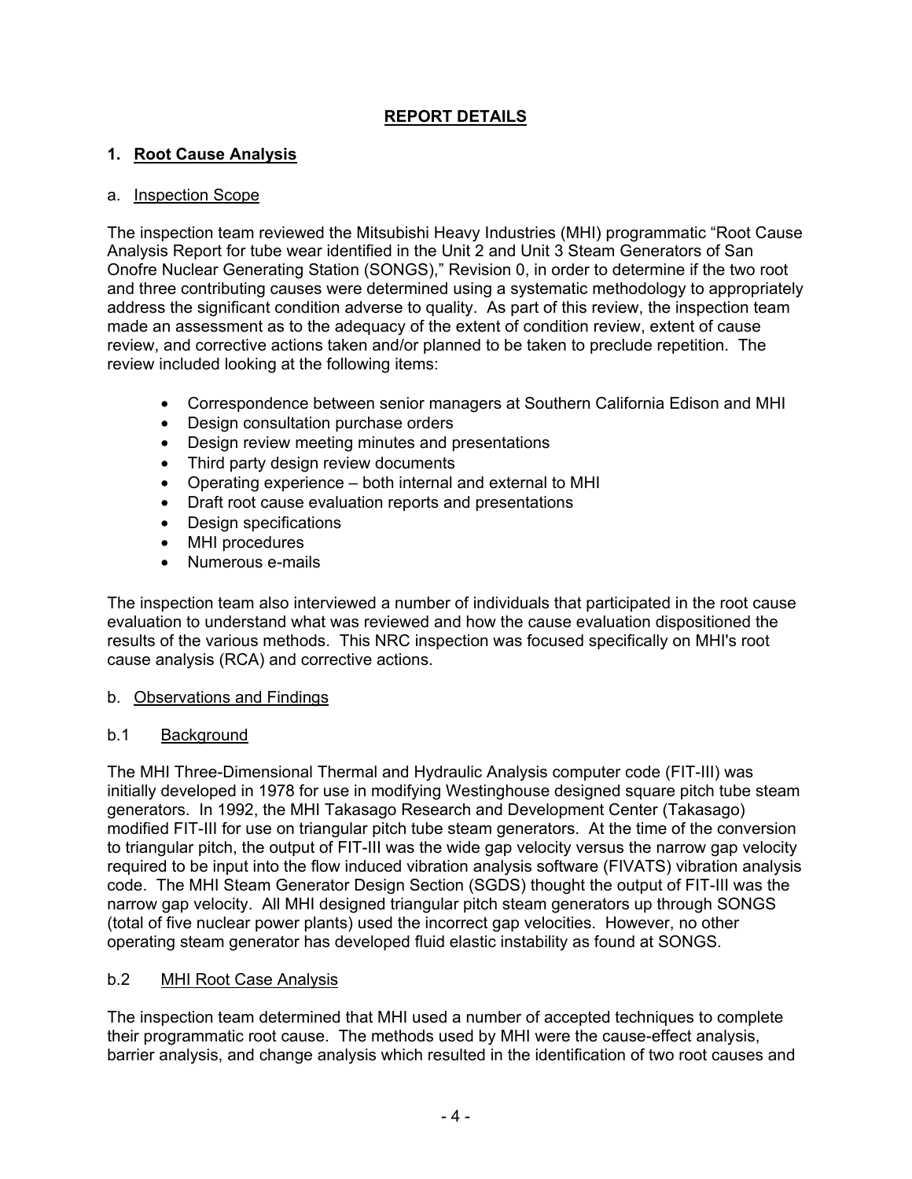## REPORT DETAILS

### 1. Root Cause Analysis

a. Inspection Scope

The inspection team reviewed the Mitsubishi Heavy Industries (MHI) programmatic "Root Cause Analysis Report for tube wear identified in the Unit 2 and Unit 3 Steam Generators of San Onofre Nuclear Generating Station (SONGS)," Revision 0, in order to determine if the two root and three contributing causes were determined using a systematic methodology to appropriately address the significant condition adverse to quality. As part of this review, the inspection team made an assessment as to the adequacy of the extent of condition review, extent of cause review, and corrective actions taken and/or planned to be taken to preclude repetition. The review included looking at the following items:

- Correspondence between senior managers at Southern California Edison and MHI
- Design consultation purchase orders
- Design review meeting minutes and presentations
- Third party design review documents
- Operating experience – both internal and external to MHI
- Draft root cause evaluation reports and presentations
- Design specifications
- MHI procedures
- Numerous e-mails

The inspection team also interviewed a number of individuals that participated in the root cause evaluation to understand what was reviewed and how the cause evaluation dispositioned the results of the various methods. This NRC inspection was focused specifically on MHI's root cause analysis (RCA) and corrective actions.

b. Observations and Findings

b.1 Background

The MHI Three-Dimensional Thermal and Hydraulic Analysis computer code (FIT-III) was initially developed in 1978 for use in modifying Westinghouse designed square pitch tube steam generators. In 1992, the MHI Takasago Research and Development Center (Takasago) modified FIT-III for use on triangular pitch tube steam generators. At the time of the conversion to triangular pitch, the output of FIT-III was the wide gap velocity versus the narrow gap velocity required to be input into the flow induced vibration analysis software (FIVATS) vibration analysis code. The MHI Steam Generator Design Section (SGDS) thought the output of FIT-III was the narrow gap velocity. All MHI designed triangular pitch steam generators up through SONGS (total of five nuclear power plants) used the incorrect gap velocities. However, no other operating steam generator has developed fluid elastic instability as found at SONGS.

b.2 MHI Root Case Analysis

The inspection team determined that MHI used a number of accepted techniques to complete their programmatic root cause. The methods used by MHI were the cause-effect analysis, barrier analysis, and change analysis which resulted in the identification of two root causes and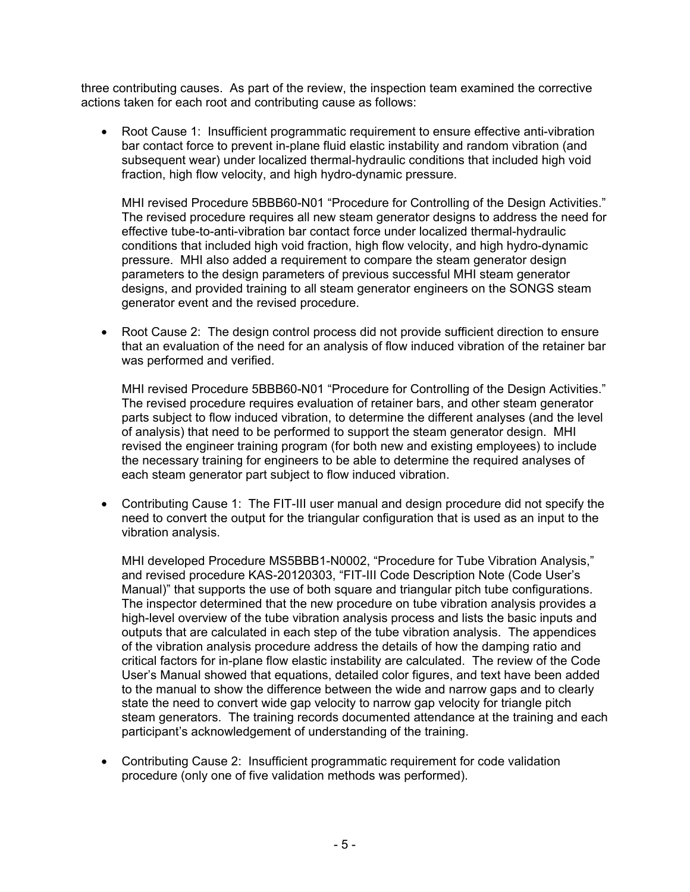three contributing causes. As part of the review, the inspection team examined the corrective actions taken for each root and contributing cause as follows:

- Root Cause 1: Insufficient programmatic requirement to ensure effective anti-vibration bar contact force to prevent in-plane fluid elastic instability and random vibration (and subsequent wear) under localized thermal-hydraulic conditions that included high void fraction, high flow velocity, and high hydro-dynamic pressure.

  MHI revised Procedure 5BBB60-N01 “Procedure for Controlling of the Design Activities.” The revised procedure requires all new steam generator designs to address the need for effective tube-to-anti-vibration bar contact force under localized thermal-hydraulic conditions that included high void fraction, high flow velocity, and high hydro-dynamic pressure. MHI also added a requirement to compare the steam generator design parameters to the design parameters of previous successful MHI steam generator designs, and provided training to all steam generator engineers on the SONGS steam generator event and the revised procedure.

- Root Cause 2: The design control process did not provide sufficient direction to ensure that an evaluation of the need for an analysis of flow induced vibration of the retainer bar was performed and verified.

  MHI revised Procedure 5BBB60-N01 “Procedure for Controlling of the Design Activities.” The revised procedure requires evaluation of retainer bars, and other steam generator parts subject to flow induced vibration, to determine the different analyses (and the level of analysis) that need to be performed to support the steam generator design. MHI revised the engineer training program (for both new and existing employees) to include the necessary training for engineers to be able to determine the required analyses of each steam generator part subject to flow induced vibration.

- Contributing Cause 1: The FIT-III user manual and design procedure did not specify the need to convert the output for the triangular configuration that is used as an input to the vibration analysis.

  MHI developed Procedure MS5BBB1-N0002, “Procedure for Tube Vibration Analysis,” and revised procedure KAS-20120303, “FIT-III Code Description Note (Code User’s Manual)” that supports the use of both square and triangular pitch tube configurations. The inspector determined that the new procedure on tube vibration analysis provides a high-level overview of the tube vibration analysis process and lists the basic inputs and outputs that are calculated in each step of the tube vibration analysis. The appendices of the vibration analysis procedure address the details of how the damping ratio and critical factors for in-plane flow elastic instability are calculated. The review of the Code User’s Manual showed that equations, detailed color figures, and text have been added to the manual to show the difference between the wide and narrow gaps and to clearly state the need to convert wide gap velocity to narrow gap velocity for triangle pitch steam generators. The training records documented attendance at the training and each participant’s acknowledgement of understanding of the training.

- Contributing Cause 2: Insufficient programmatic requirement for code validation procedure (only one of five validation methods was performed).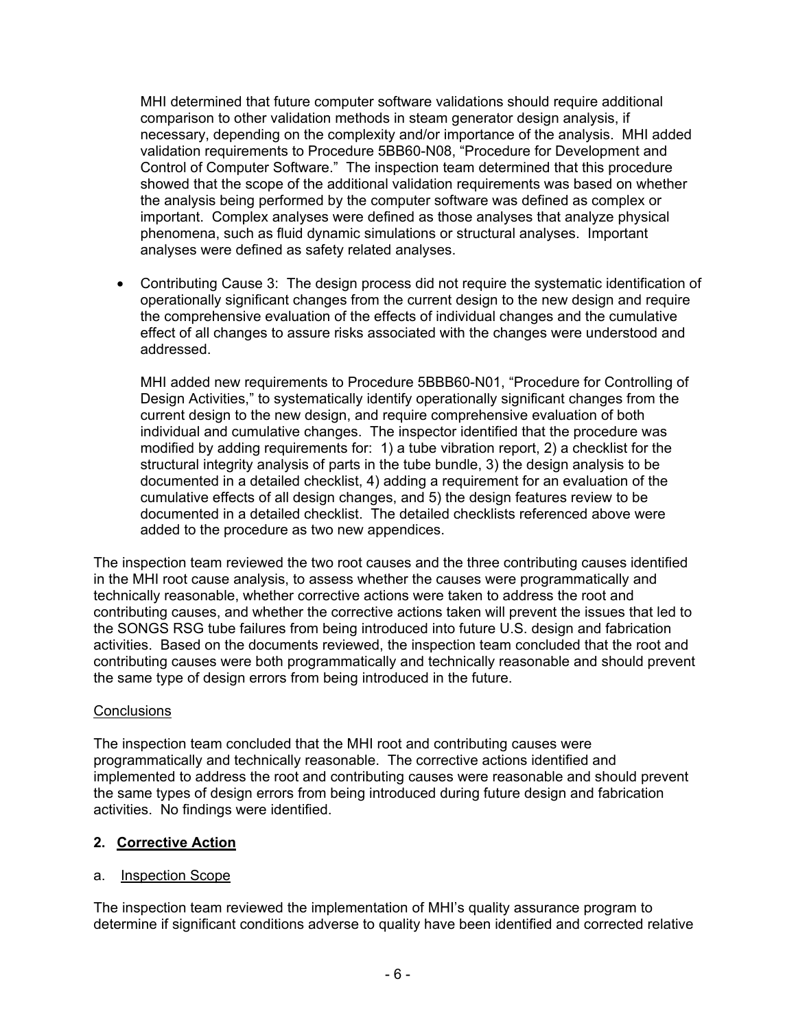MHI determined that future computer software validations should require additional comparison to other validation methods in steam generator design analysis, if necessary, depending on the complexity and/or importance of the analysis. MHI added validation requirements to Procedure 5BB60-N08, "Procedure for Development and Control of Computer Software." The inspection team determined that this procedure showed that the scope of the additional validation requirements was based on whether the analysis being performed by the computer software was defined as complex or important. Complex analyses were defined as those analyses that analyze physical phenomena, such as fluid dynamic simulations or structural analyses. Important analyses were defined as safety related analyses.

- Contributing Cause 3: The design process did not require the systematic identification of operationally significant changes from the current design to the new design and require the comprehensive evaluation of the effects of individual changes and the cumulative effect of all changes to assure risks associated with the changes were understood and addressed.

  MHI added new requirements to Procedure 5BBB60-N01, "Procedure for Controlling of Design Activities," to systematically identify operationally significant changes from the current design to the new design, and require comprehensive evaluation of both individual and cumulative changes. The inspector identified that the procedure was modified by adding requirements for: 1) a tube vibration report, 2) a checklist for the structural integrity analysis of parts in the tube bundle, 3) the design analysis to be documented in a detailed checklist, 4) adding a requirement for an evaluation of the cumulative effects of all design changes, and 5) the design features review to be documented in a detailed checklist. The detailed checklists referenced above were added to the procedure as two new appendices.

The inspection team reviewed the two root causes and the three contributing causes identified in the MHI root cause analysis, to assess whether the causes were programmatically and technically reasonable, whether corrective actions were taken to address the root and contributing causes, and whether the corrective actions taken will prevent the issues that led to the SONGS RSG tube failures from being introduced into future U.S. design and fabrication activities. Based on the documents reviewed, the inspection team concluded that the root and contributing causes were both programmatically and technically reasonable and should prevent the same type of design errors from being introduced in the future.

Conclusions

The inspection team concluded that the MHI root and contributing causes were programmatically and technically reasonable. The corrective actions identified and implemented to address the root and contributing causes were reasonable and should prevent the same types of design errors from being introduced during future design and fabrication activities. No findings were identified.

## 2. Corrective Action

a. Inspection Scope

The inspection team reviewed the implementation of MHI's quality assurance program to determine if significant conditions adverse to quality have been identified and corrected relative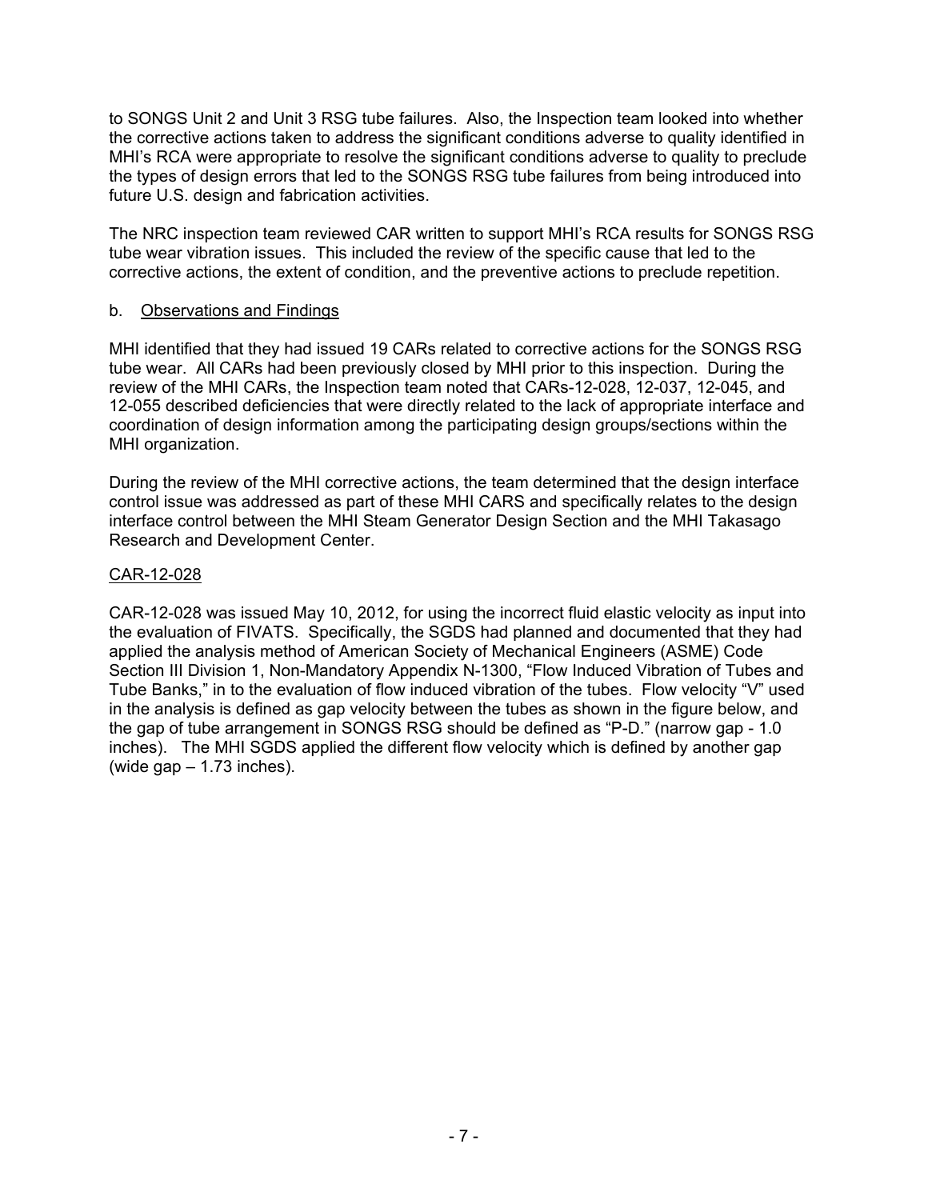to SONGS Unit 2 and Unit 3 RSG tube failures. Also, the Inspection team looked into whether the corrective actions taken to address the significant conditions adverse to quality identified in MHI's RCA were appropriate to resolve the significant conditions adverse to quality to preclude the types of design errors that led to the SONGS RSG tube failures from being introduced into future U.S. design and fabrication activities.

The NRC inspection team reviewed CAR written to support MHI's RCA results for SONGS RSG tube wear vibration issues. This included the review of the specific cause that led to the corrective actions, the extent of condition, and the preventive actions to preclude repetition.

b. Observations and Findings

MHI identified that they had issued 19 CARs related to corrective actions for the SONGS RSG tube wear. All CARs had been previously closed by MHI prior to this inspection. During the review of the MHI CARs, the Inspection team noted that CARs-12-028, 12-037, 12-045, and 12-055 described deficiencies that were directly related to the lack of appropriate interface and coordination of design information among the participating design groups/sections within the MHI organization.

During the review of the MHI corrective actions, the team determined that the design interface control issue was addressed as part of these MHI CARS and specifically relates to the design interface control between the MHI Steam Generator Design Section and the MHI Takasago Research and Development Center.

CAR-12-028

CAR-12-028 was issued May 10, 2012, for using the incorrect fluid elastic velocity as input into the evaluation of FIVATS. Specifically, the SGDS had planned and documented that they had applied the analysis method of American Society of Mechanical Engineers (ASME) Code Section III Division 1, Non-Mandatory Appendix N-1300, "Flow Induced Vibration of Tubes and Tube Banks," in to the evaluation of flow induced vibration of the tubes. Flow velocity "V" used in the analysis is defined as gap velocity between the tubes as shown in the figure below, and the gap of tube arrangement in SONGS RSG should be defined as "P-D." (narrow gap - 1.0 inches). The MHI SGDS applied the different flow velocity which is defined by another gap (wide gap – 1.73 inches).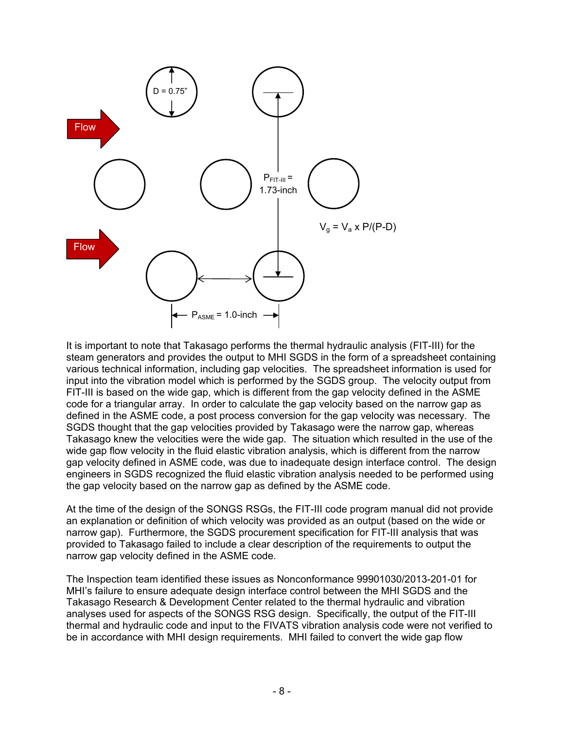D = 0.75”

Flow

Flow

$P_{FIT\text{-}III}$ = 1.73-inch

$V_g = V_a \times P/(P-D)$

$P_{ASME}$ = 1.0-inch

It is important to note that Takasago performs the thermal hydraulic analysis (FIT-III) for the steam generators and provides the output to MHI SGDS in the form of a spreadsheet containing various technical information, including gap velocities. The spreadsheet information is used for input into the vibration model which is performed by the SGDS group. The velocity output from FIT-III is based on the wide gap, which is different from the gap velocity defined in the ASME code for a triangular array. In order to calculate the gap velocity based on the narrow gap as defined in the ASME code, a post process conversion for the gap velocity was necessary. The SGDS thought that the gap velocities provided by Takasago were the narrow gap, whereas Takasago knew the velocities were the wide gap. The situation which resulted in the use of the wide gap flow velocity in the fluid elastic vibration analysis, which is different from the narrow gap velocity defined in ASME code, was due to inadequate design interface control. The design engineers in SGDS recognized the fluid elastic vibration analysis needed to be performed using the gap velocity based on the narrow gap as defined by the ASME code.

At the time of the design of the SONGS RSGs, the FIT-III code program manual did not provide an explanation or definition of which velocity was provided as an output (based on the wide or narrow gap). Furthermore, the SGDS procurement specification for FIT-III analysis that was provided to Takasago failed to include a clear description of the requirements to output the narrow gap velocity defined in the ASME code.

The Inspection team identified these issues as Nonconformance 99901030/2013-201-01 for MHI’s failure to ensure adequate design interface control between the MHI SGDS and the Takasago Research & Development Center related to the thermal hydraulic and vibration analyses used for aspects of the SONGS RSG design. Specifically, the output of the FIT-III thermal and hydraulic code and input to the FIVATS vibration analysis code were not verified to be in accordance with MHI design requirements. MHI failed to convert the wide gap flow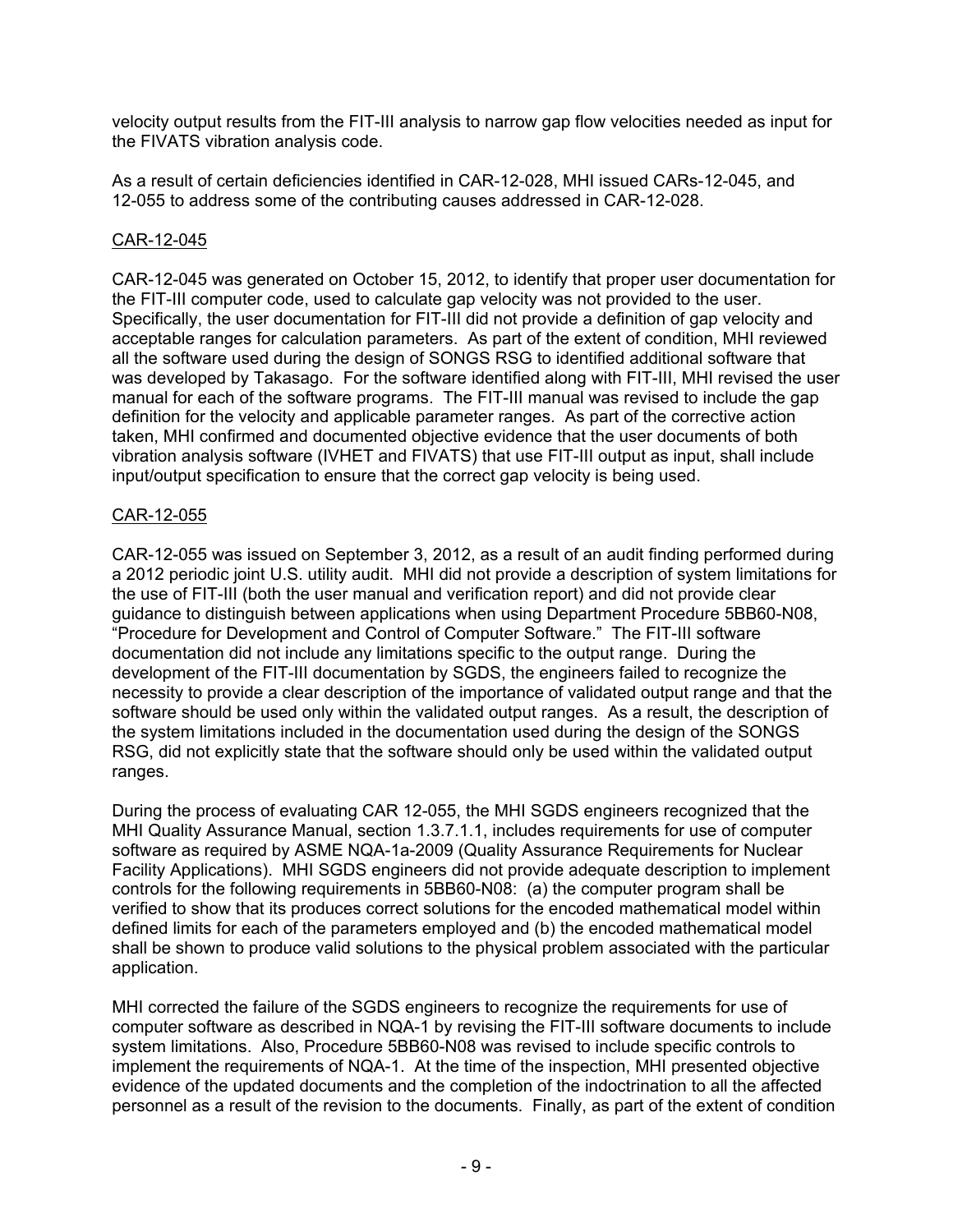velocity output results from the FIT-III analysis to narrow gap flow velocities needed as input for the FIVATS vibration analysis code.

As a result of certain deficiencies identified in CAR-12-028, MHI issued CARs-12-045, and 12-055 to address some of the contributing causes addressed in CAR-12-028.

<u>CAR-12-045</u>

CAR-12-045 was generated on October 15, 2012, to identify that proper user documentation for the FIT-III computer code, used to calculate gap velocity was not provided to the user. Specifically, the user documentation for FIT-III did not provide a definition of gap velocity and acceptable ranges for calculation parameters. As part of the extent of condition, MHI reviewed all the software used during the design of SONGS RSG to identified additional software that was developed by Takasago. For the software identified along with FIT-III, MHI revised the user manual for each of the software programs. The FIT-III manual was revised to include the gap definition for the velocity and applicable parameter ranges. As part of the corrective action taken, MHI confirmed and documented objective evidence that the user documents of both vibration analysis software (IVHET and FIVATS) that use FIT-III output as input, shall include input/output specification to ensure that the correct gap velocity is being used.

<u>CAR-12-055</u>

CAR-12-055 was issued on September 3, 2012, as a result of an audit finding performed during a 2012 periodic joint U.S. utility audit. MHI did not provide a description of system limitations for the use of FIT-III (both the user manual and verification report) and did not provide clear guidance to distinguish between applications when using Department Procedure 5BB60-N08, "Procedure for Development and Control of Computer Software." The FIT-III software documentation did not include any limitations specific to the output range. During the development of the FIT-III documentation by SGDS, the engineers failed to recognize the necessity to provide a clear description of the importance of validated output range and that the software should be used only within the validated output ranges. As a result, the description of the system limitations included in the documentation used during the design of the SONGS RSG, did not explicitly state that the software should only be used within the validated output ranges.

During the process of evaluating CAR 12-055, the MHI SGDS engineers recognized that the MHI Quality Assurance Manual, section 1.3.7.1.1, includes requirements for use of computer software as required by ASME NQA-1a-2009 (Quality Assurance Requirements for Nuclear Facility Applications). MHI SGDS engineers did not provide adequate description to implement controls for the following requirements in 5BB60-N08: (a) the computer program shall be verified to show that its produces correct solutions for the encoded mathematical model within defined limits for each of the parameters employed and (b) the encoded mathematical model shall be shown to produce valid solutions to the physical problem associated with the particular application.

MHI corrected the failure of the SGDS engineers to recognize the requirements for use of computer software as described in NQA-1 by revising the FIT-III software documents to include system limitations. Also, Procedure 5BB60-N08 was revised to include specific controls to implement the requirements of NQA-1. At the time of the inspection, MHI presented objective evidence of the updated documents and the completion of the indoctrination to all the affected personnel as a result of the revision to the documents. Finally, as part of the extent of condition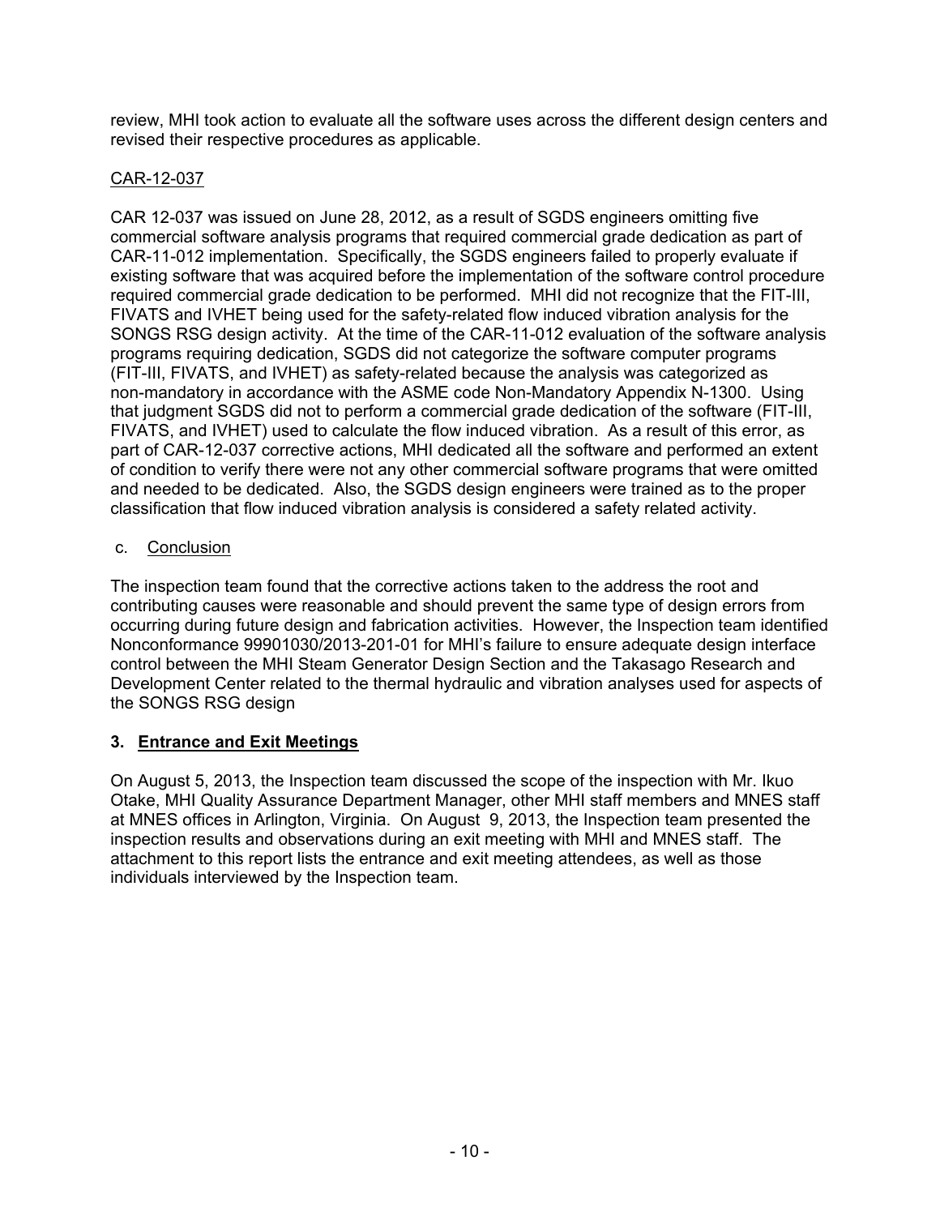review, MHI took action to evaluate all the software uses across the different design centers and revised their respective procedures as applicable.

CAR-12-037

CAR 12-037 was issued on June 28, 2012, as a result of SGDS engineers omitting five commercial software analysis programs that required commercial grade dedication as part of CAR-11-012 implementation. Specifically, the SGDS engineers failed to properly evaluate if existing software that was acquired before the implementation of the software control procedure required commercial grade dedication to be performed. MHI did not recognize that the FIT-III, FIVATS and IVHET being used for the safety-related flow induced vibration analysis for the SONGS RSG design activity. At the time of the CAR-11-012 evaluation of the software analysis programs requiring dedication, SGDS did not categorize the software computer programs (FIT-III, FIVATS, and IVHET) as safety-related because the analysis was categorized as non-mandatory in accordance with the ASME code Non-Mandatory Appendix N-1300. Using that judgment SGDS did not perform a commercial grade dedication of the software (FIT-III, FIVATS, and IVHET) used to calculate the flow induced vibration. As a result of this error, as part of CAR-12-037 corrective actions, MHI dedicated all the software and performed an extent of condition to verify there were not any other commercial software programs that were omitted and needed to be dedicated. Also, the SGDS design engineers were trained as to the proper classification that flow induced vibration analysis is considered a safety related activity.

c. Conclusion

The inspection team found that the corrective actions taken to the address the root and contributing causes were reasonable and should prevent the same type of design errors from occurring during future design and fabrication activities. However, the Inspection team identified Nonconformance 99901030/2013-201-01 for MHI's failure to ensure adequate design interface control between the MHI Steam Generator Design Section and the Takasago Research and Development Center related to the thermal hydraulic and vibration analyses used for aspects of the SONGS RSG design

## 3. Entrance and Exit Meetings

On August 5, 2013, the Inspection team discussed the scope of the inspection with Mr. Ikuo Otake, MHI Quality Assurance Department Manager, other MHI staff members and MNES staff at MNES offices in Arlington, Virginia. On August 9, 2013, the Inspection team presented the inspection results and observations during an exit meeting with MHI and MNES staff. The attachment to this report lists the entrance and exit meeting attendees, as well as those individuals interviewed by the Inspection team.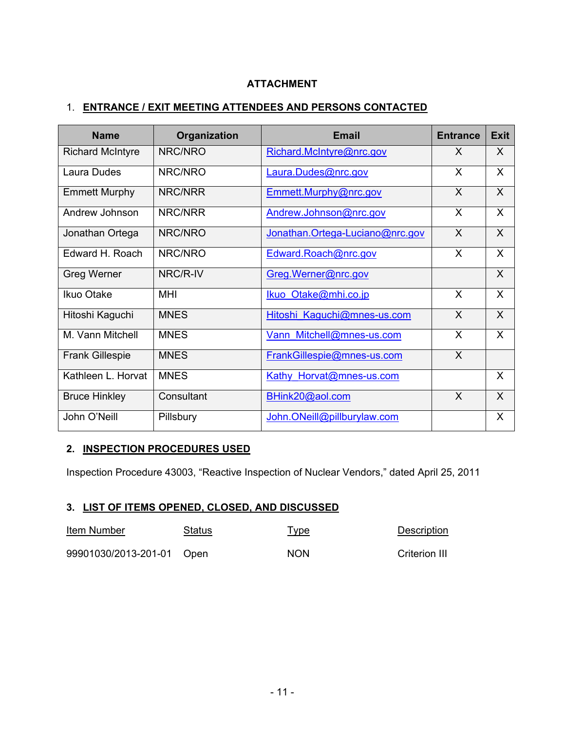# ATTACHMENT

## 1. ENTRANCE / EXIT MEETING ATTENDEES AND PERSONS CONTACTED

| Name | Organization | Email | Entrance | Exit |
|---|---|---|---|---|
| Richard McIntyre | NRC/NRO | Richard.McIntyre@nrc.gov | X | X |
| Laura Dudes | NRC/NRO | Laura.Dudes@nrc.gov | X | X |
| Emmett Murphy | NRC/NRR | Emmett.Murphy@nrc.gov | X | X |
| Andrew Johnson | NRC/NRR | Andrew.Johnson@nrc.gov | X | X |
| Jonathan Ortega | NRC/NRO | Jonathan.Ortega-Luciano@nrc.gov | X | X |
| Edward H. Roach | NRC/NRO | Edward.Roach@nrc.gov | X | X |
| Greg Werner | NRC/R-IV | Greg.Werner@nrc.gov | | X |
| Ikuo Otake | MHI | Ikuo_Otake@mhi.co.jp | X | X |
| Hitoshi Kaguchi | MNES | Hitoshi_Kaguchi@mnes-us.com | X | X |
| M. Vann Mitchell | MNES | Vann_Mitchell@mnes-us.com | X | X |
| Frank Gillespie | MNES | FrankGillespie@mnes-us.com | X | |
| Kathleen L. Horvat | MNES | Kathy_Horvat@mnes-us.com | | X |
| Bruce Hinkley | Consultant | BHink20@aol.com | X | X |
| John O'Neill | Pillsbury | John.ONeill@pillburylaw.com | | X |

## 2. INSPECTION PROCEDURES USED

Inspection Procedure 43003, "Reactive Inspection of Nuclear Vendors," dated April 25, 2011

## 3. LIST OF ITEMS OPENED, CLOSED, AND DISCUSSED

| Item Number | Status | Type | Description |
|---|---|---|---|
| 99901030/2013-201-01 | Open | NON | Criterion III |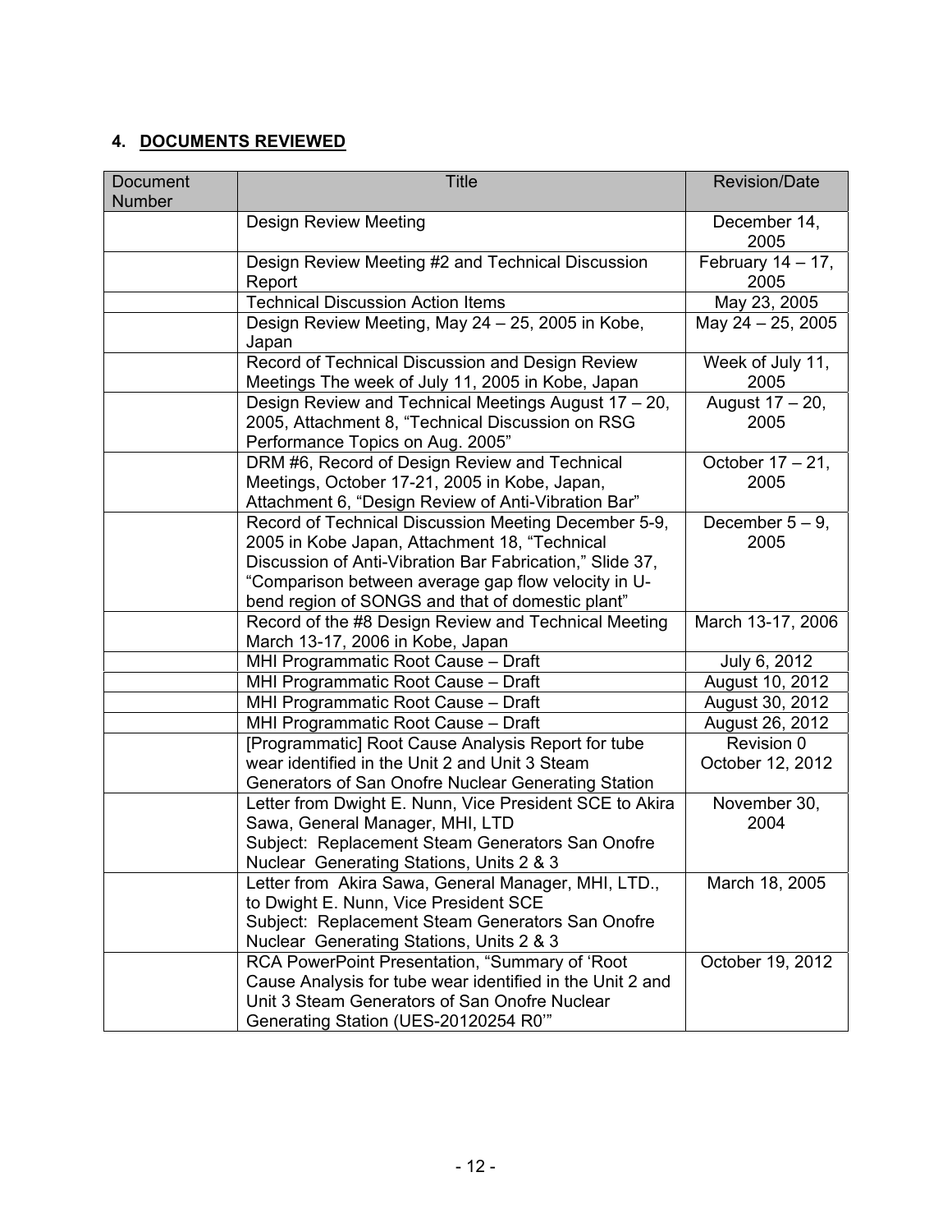## 4. DOCUMENTS REVIEWED

| Document Number | Title | Revision/Date |
|---|---|---|
| | Design Review Meeting | December 14, 2005 |
| | Design Review Meeting #2 and Technical Discussion Report | February 14 – 17, 2005 |
| | Technical Discussion Action Items | May 23, 2005 |
| | Design Review Meeting, May 24 – 25, 2005 in Kobe, Japan | May 24 – 25, 2005 |
| | Record of Technical Discussion and Design Review Meetings The week of July 11, 2005 in Kobe, Japan | Week of July 11, 2005 |
| | Design Review and Technical Meetings August 17 – 20, 2005, Attachment 8, "Technical Discussion on RSG Performance Topics on Aug. 2005" | August 17 – 20, 2005 |
| | DRM #6, Record of Design Review and Technical Meetings, October 17-21, 2005 in Kobe, Japan, Attachment 6, "Design Review of Anti-Vibration Bar" | October 17 – 21, 2005 |
| | Record of Technical Discussion Meeting December 5-9, 2005 in Kobe Japan, Attachment 18, "Technical Discussion of Anti-Vibration Bar Fabrication," Slide 37, "Comparison between average gap flow velocity in U-bend region of SONGS and that of domestic plant" | December 5 – 9, 2005 |
| | Record of the #8 Design Review and Technical Meeting March 13-17, 2006 in Kobe, Japan | March 13-17, 2006 |
| | MHI Programmatic Root Cause – Draft | July 6, 2012 |
| | MHI Programmatic Root Cause – Draft | August 10, 2012 |
| | MHI Programmatic Root Cause – Draft | August 30, 2012 |
| | MHI Programmatic Root Cause – Draft | August 26, 2012 |
| | [Programmatic] Root Cause Analysis Report for tube wear identified in the Unit 2 and Unit 3 Steam Generators of San Onofre Nuclear Generating Station | Revision 0 October 12, 2012 |
| | Letter from Dwight E. Nunn, Vice President SCE to Akira Sawa, General Manager, MHI, LTD Subject: Replacement Steam Generators San Onofre Nuclear Generating Stations, Units 2 & 3 | November 30, 2004 |
| | Letter from Akira Sawa, General Manager, MHI, LTD., to Dwight E. Nunn, Vice President SCE Subject: Replacement Steam Generators San Onofre Nuclear Generating Stations, Units 2 & 3 | March 18, 2005 |
| | RCA PowerPoint Presentation, "Summary of 'Root Cause Analysis for tube wear identified in the Unit 2 and Unit 3 Steam Generators of San Onofre Nuclear Generating Station (UES-20120254 R0'" | October 19, 2012 |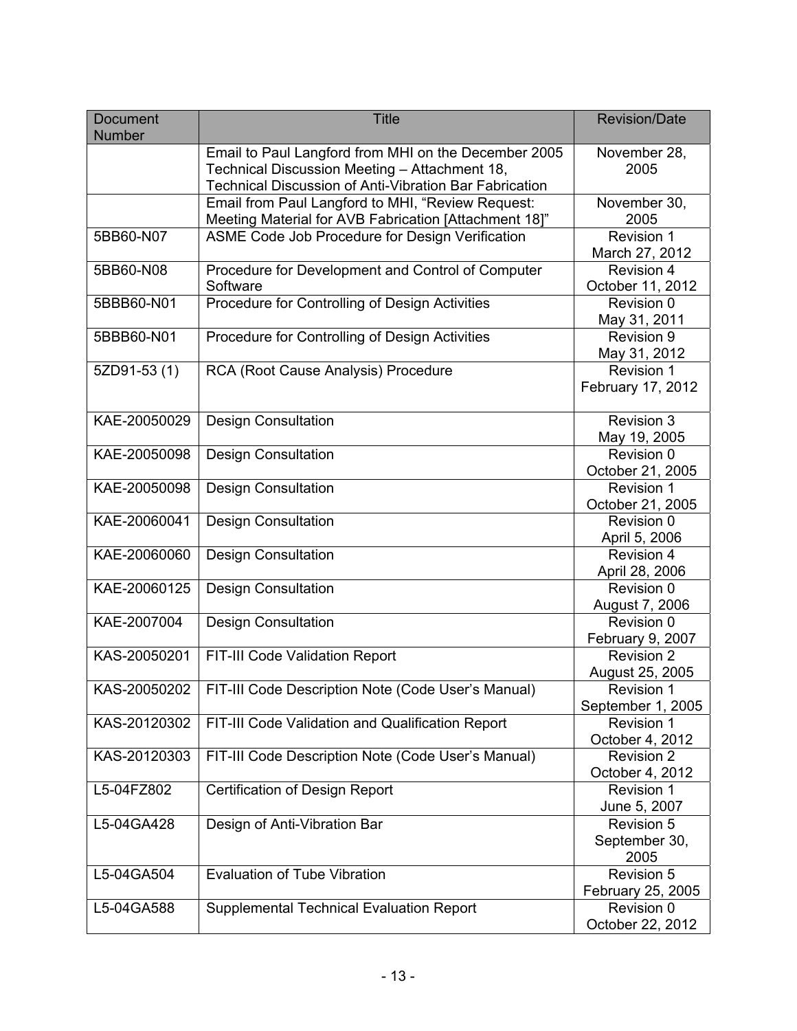| Document Number | Title | Revision/Date |
|---|---|---|
| | Email to Paul Langford from MHI on the December 2005 Technical Discussion Meeting – Attachment 18, Technical Discussion of Anti-Vibration Bar Fabrication | November 28, 2005 |
| | Email from Paul Langford to MHI, "Review Request: Meeting Material for AVB Fabrication [Attachment 18]" | November 30, 2005 |
| 5BB60-N07 | ASME Code Job Procedure for Design Verification | Revision 1 March 27, 2012 |
| 5BB60-N08 | Procedure for Development and Control of Computer Software | Revision 4 October 11, 2012 |
| 5BBB60-N01 | Procedure for Controlling of Design Activities | Revision 0 May 31, 2011 |
| 5BBB60-N01 | Procedure for Controlling of Design Activities | Revision 9 May 31, 2012 |
| 5ZD91-53 (1) | RCA (Root Cause Analysis) Procedure | Revision 1 February 17, 2012 |
| KAE-20050029 | Design Consultation | Revision 3 May 19, 2005 |
| KAE-20050098 | Design Consultation | Revision 0 October 21, 2005 |
| KAE-20050098 | Design Consultation | Revision 1 October 21, 2005 |
| KAE-20060041 | Design Consultation | Revision 0 April 5, 2006 |
| KAE-20060060 | Design Consultation | Revision 4 April 28, 2006 |
| KAE-20060125 | Design Consultation | Revision 0 August 7, 2006 |
| KAE-2007004 | Design Consultation | Revision 0 February 9, 2007 |
| KAS-20050201 | FIT-III Code Validation Report | Revision 2 August 25, 2005 |
| KAS-20050202 | FIT-III Code Description Note (Code User's Manual) | Revision 1 September 1, 2005 |
| KAS-20120302 | FIT-III Code Validation and Qualification Report | Revision 1 October 4, 2012 |
| KAS-20120303 | FIT-III Code Description Note (Code User's Manual) | Revision 2 October 4, 2012 |
| L5-04FZ802 | Certification of Design Report | Revision 1 June 5, 2007 |
| L5-04GA428 | Design of Anti-Vibration Bar | Revision 5 September 30, 2005 |
| L5-04GA504 | Evaluation of Tube Vibration | Revision 5 February 25, 2005 |
| L5-04GA588 | Supplemental Technical Evaluation Report | Revision 0 October 22, 2012 |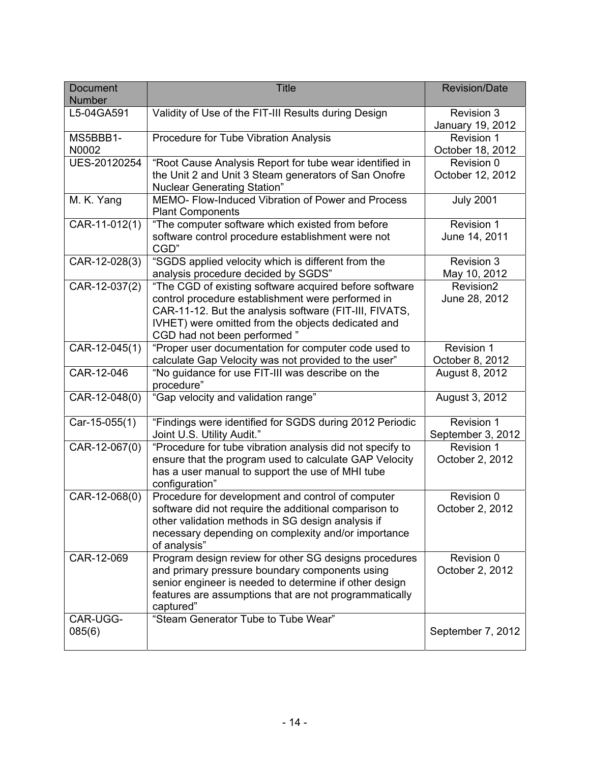| Document Number | Title | Revision/Date |
|---|---|---|
| L5-04GA591 | Validity of Use of the FIT-III Results during Design | Revision 3<br>January 19, 2012 |
| MS5BBB1-N0002 | Procedure for Tube Vibration Analysis | Revision 1<br>October 18, 2012 |
| UES-20120254 | "Root Cause Analysis Report for tube wear identified in the Unit 2 and Unit 3 Steam generators of San Onofre Nuclear Generating Station" | Revision 0<br>October 12, 2012 |
| M. K. Yang | MEMO- Flow-Induced Vibration of Power and Process Plant Components | July 2001 |
| CAR-11-012(1) | "The computer software which existed from before software control procedure establishment were not CGD" | Revision 1<br>June 14, 2011 |
| CAR-12-028(3) | "SGDS applied velocity which is different from the analysis procedure decided by SGDS" | Revision 3<br>May 10, 2012 |
| CAR-12-037(2) | "The CGD of existing software acquired before software control procedure establishment were performed in CAR-11-12. But the analysis software (FIT-III, FIVATS, IVHET) were omitted from the objects dedicated and CGD had not been performed " | Revision2<br>June 28, 2012 |
| CAR-12-045(1) | "Proper user documentation for computer code used to calculate Gap Velocity was not provided to the user" | Revision 1<br>October 8, 2012 |
| CAR-12-046 | "No guidance for use FIT-III was describe on the procedure" | August 8, 2012 |
| CAR-12-048(0) | "Gap velocity and validation range" | August 3, 2012 |
| Car-15-055(1) | "Findings were identified for SGDS during 2012 Periodic Joint U.S. Utility Audit." | Revision 1<br>September 3, 2012 |
| CAR-12-067(0) | "Procedure for tube vibration analysis did not specify to ensure that the program used to calculate GAP Velocity has a user manual to support the use of MHI tube configuration" | Revision 1<br>October 2, 2012 |
| CAR-12-068(0) | Procedure for development and control of computer software did not require the additional comparison to other validation methods in SG design analysis if necessary depending on complexity and/or importance of analysis" | Revision 0<br>October 2, 2012 |
| CAR-12-069 | Program design review for other SG designs procedures and primary pressure boundary components using senior engineer is needed to determine if other design features are assumptions that are not programmatically captured" | Revision 0<br>October 2, 2012 |
| CAR-UGG-085(6) | "Steam Generator Tube to Tube Wear" | September 7, 2012 |